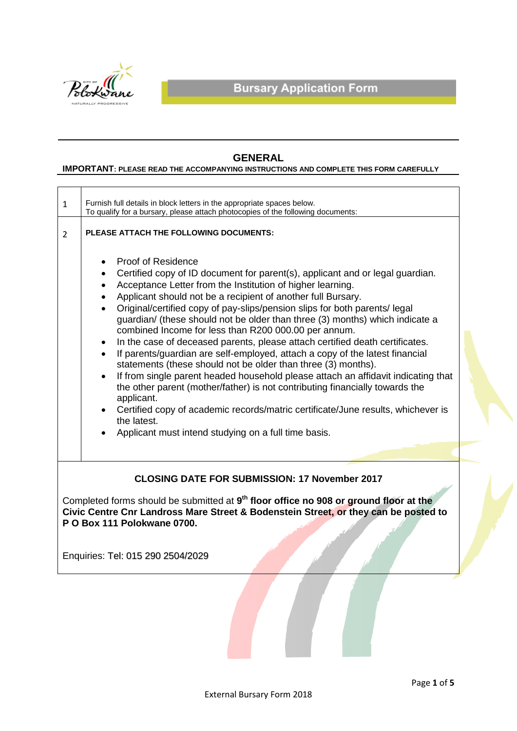# Bursary Application Form

## GENERAL

**IMPORTANT: PLEASE READ THE ACCOMPANYING INSTRUCTIONS AND COMPLETE THIS FORM CAREFULLY**

1. Furnish full details in block letters in the appropriate spaces below.
   To qualify for a bursary, please attach photocopies of the following documents:

2. **PLEASE ATTACH THE FOLLOWING DOCUMENTS:**

   - Proof of Residence
   - Certified copy of ID document for parent(s), applicant and or legal guardian.
   - Acceptance Letter from the Institution of higher learning.
   - Applicant should not be a recipient of another full Bursary.
   - Original/certified copy of pay-slips/pension slips for both parents/ legal guardian/ (these should not be older than three (3) months) which indicate a combined Income for less than R200 000.00 per annum.
   - In the case of deceased parents, please attach certified death certificates.
   - If parents/guardian are self-employed, attach a copy of the latest financial statements (these should not be older than three (3) months).
   - If from single parent headed household please attach an affidavit indicating that the other parent (mother/father) is not contributing financially towards the applicant.
   - Certified copy of academic records/matric certificate/June results, whichever is the latest.
   - Applicant must intend studying on a full time basis.

**CLOSING DATE FOR SUBMISSION: 17 November 2017**

Completed forms should be submitted at **9th floor office no 908 or ground floor at the Civic Centre Cnr Landross Mare Street & Bodenstein Street, or they can be posted to P O Box 111 Polokwane 0700.**

Enquiries: Tel: 015 290 2504/2029

External Bursary Form 2018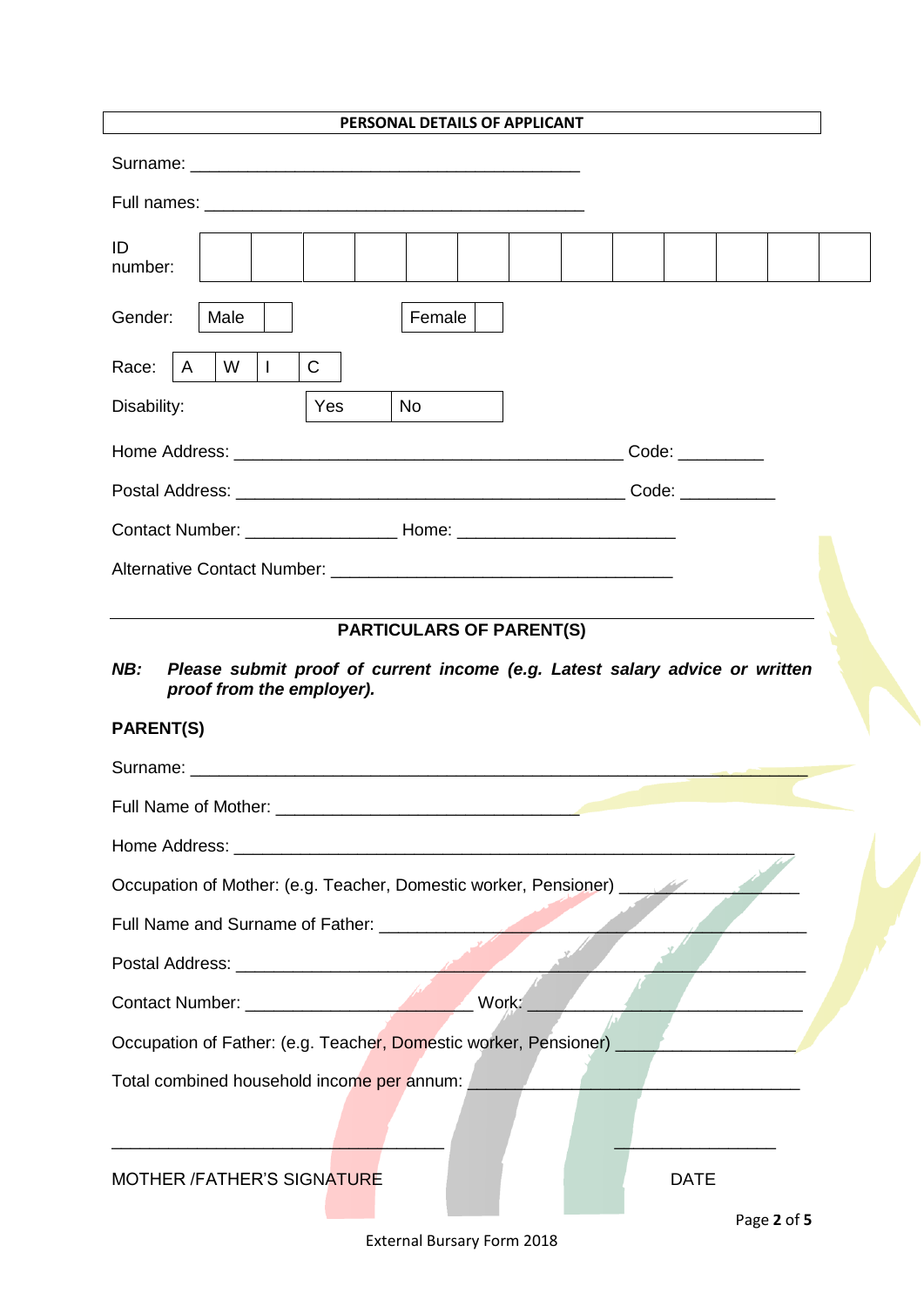## PERSONAL DETAILS OF APPLICANT

Surname: ___________________________________________

Full names: __________________________________________

| ID number: | | | | | | | | | | | | | |
|---|---|---|---|---|---|---|---|---|---|---|---|---|---|

| Gender: | Male | | Female | |
|---|---|---|---|---|

| Race: | A | W | I | C |
|---|---|---|---|---|

| Disability: | Yes | No |
|---|---|---|

Home Address: ___________________________________________ Code: _________

Postal Address: ___________________________________________ Code: __________

Contact Number: ________________ Home: _______________________

Alternative Contact Number: ____________________________________

## PARTICULARS OF PARENT(S)

***NB: Please submit proof of current income (e.g. Latest salary advice or written proof from the employer).***

**PARENT(S)**

Surname: ______________________________________________________________

Full Name of Mother: _________________________________

Home Address: ____________________________________________________________

Occupation of Mother: (e.g. Teacher, Domestic worker, Pensioner) __________________

Full Name and Surname of Father: _____________________________________________

Postal Address: __________________________________________________________

Contact Number: ________________________ Work: ______________________________

Occupation of Father: (e.g. Teacher, Domestic worker, Pensioner) __________________

Total combined household income per annum: ___________________________________

___________________________________ ___________________

MOTHER /FATHER'S SIGNATURE DATE

External Bursary Form 2018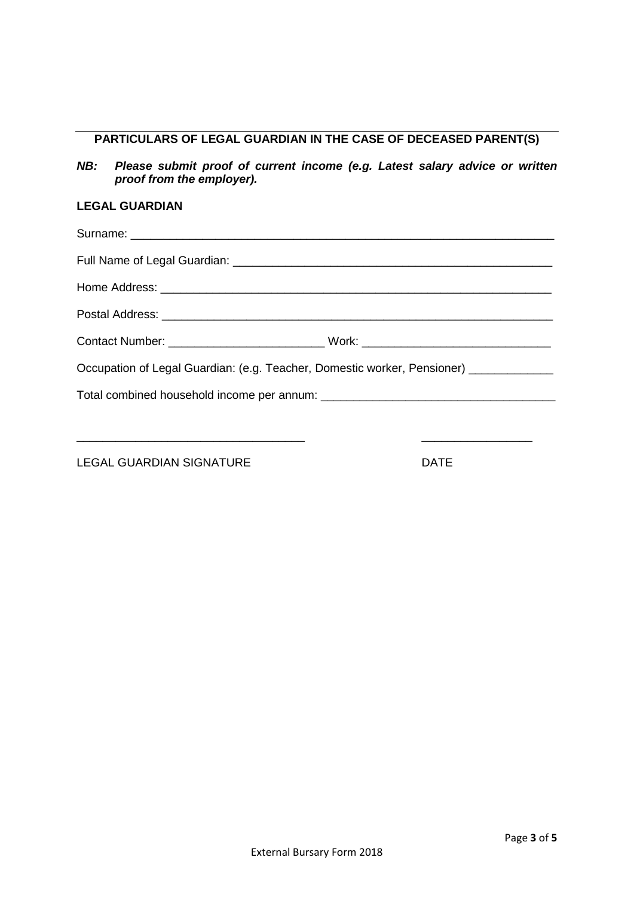## PARTICULARS OF LEGAL GUARDIAN IN THE CASE OF DECEASED PARENT(S)

***NB: Please submit proof of current income (e.g. Latest salary advice or written proof from the employer).***

**LEGAL GUARDIAN**

Surname: ____________________________________________________________________

Full Name of Legal Guardian: ____________________________________________________

Home Address: ______________________________________________________________

Postal Address: ______________________________________________________________

Contact Number: ________________________ Work: _____________________________

Occupation of Legal Guardian: (e.g. Teacher, Domestic worker, Pensioner) _____________

Total combined household income per annum: ___________________________________

__________________________________                    ________________

LEGAL GUARDIAN SIGNATURE                    DATE

External Bursary Form 2018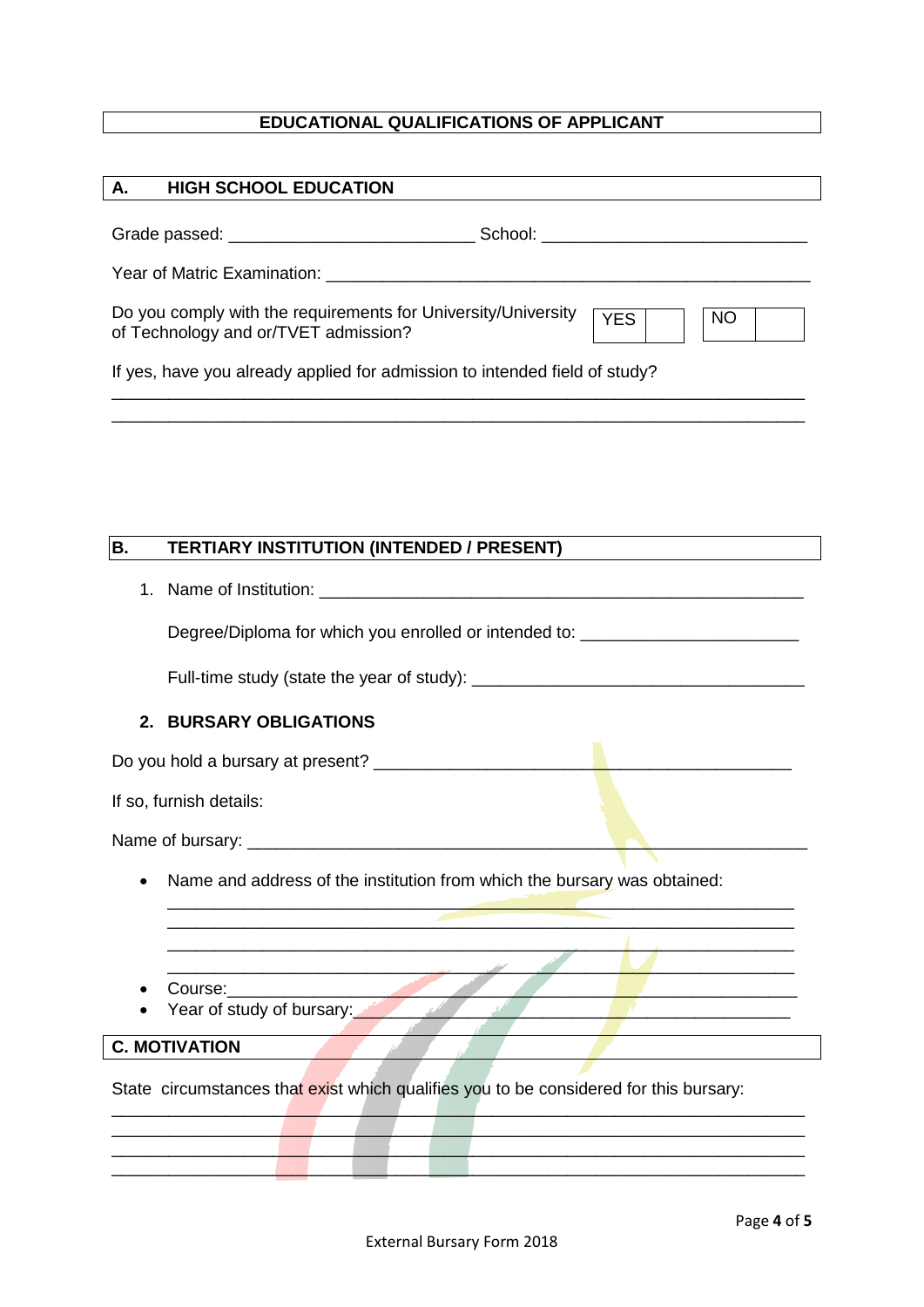## EDUCATIONAL QUALIFICATIONS OF APPLICANT

### A. HIGH SCHOOL EDUCATION

Grade passed: __________________________ School: ____________________________

Year of Matric Examination: ___________________________________________________

Do you comply with the requirements for University/University of Technology and or/TVET admission?

| YES | | NO | |
|---|---|---|---|

If yes, have you already applied for admission to intended field of study?

__________________________________________________________________________

__________________________________________________________________________

### B. TERTIARY INSTITUTION (INTENDED / PRESENT)

1. Name of Institution: ___________________________________________________

   Degree/Diploma for which you enrolled or intended to: _______________________

   Full-time study (state the year of study): ____________________________________

2. **BURSARY OBLIGATIONS**

Do you hold a bursary at present? ____________________________________________

If so, furnish details:

Name of bursary: __________________________________________________________

- Name and address of the institution from which the bursary was obtained:

  ____________________________________________________________________

  ____________________________________________________________________

  ____________________________________________________________________

  ____________________________________________________________________

- Course:_______________________________________________________________
- Year of study of bursary:_________________________________________________

### C. MOTIVATION

State circumstances that exist which qualifies you to be considered for this bursary:

__________________________________________________________________________

__________________________________________________________________________

__________________________________________________________________________

__________________________________________________________________________

External Bursary Form 2018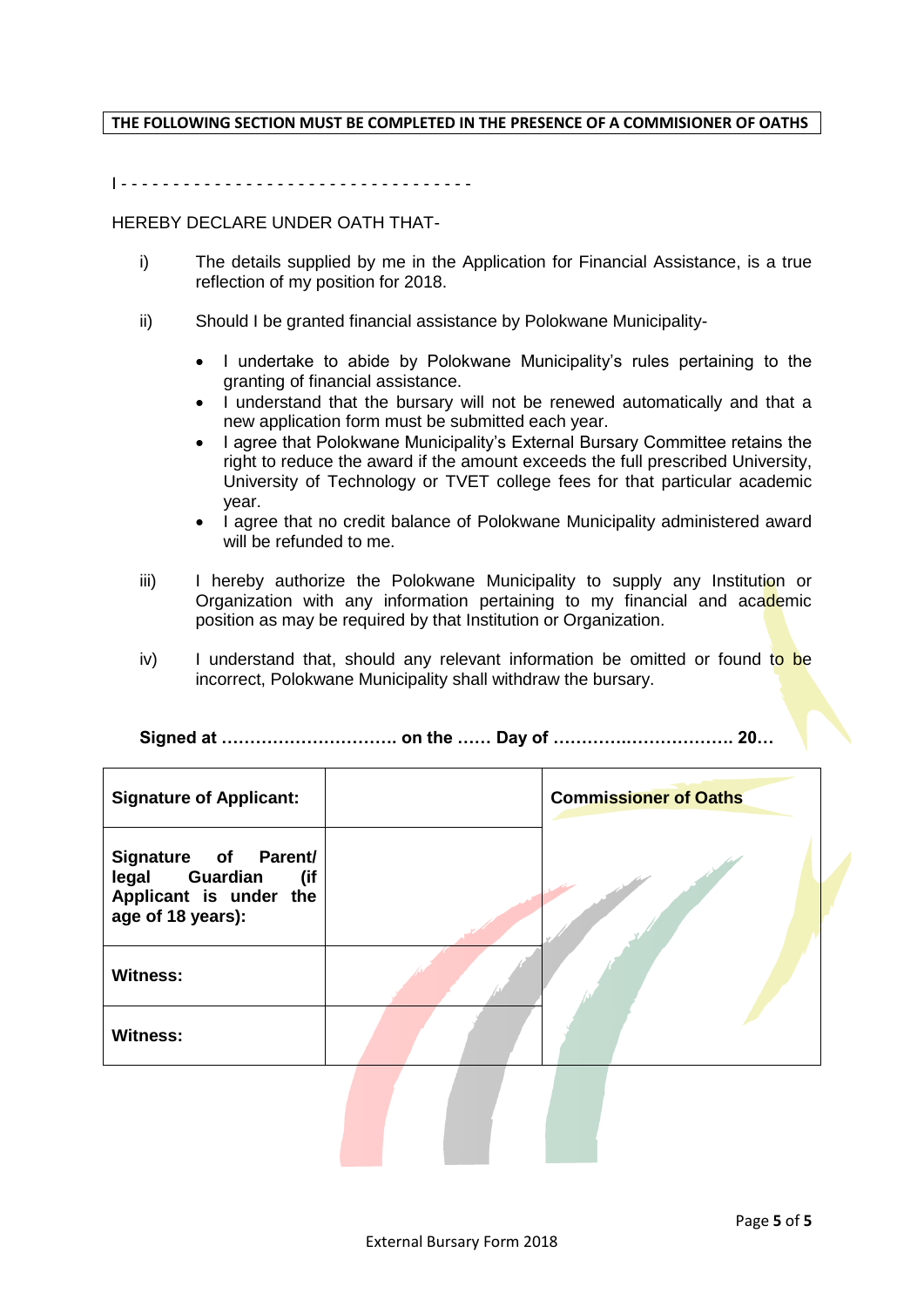**THE FOLLOWING SECTION MUST BE COMPLETED IN THE PRESENCE OF A COMMISIONER OF OATHS**

I - - - - - - - - - - - - - - - - - - - - - - - - - - - - - - - - - -

HEREBY DECLARE UNDER OATH THAT-

i) The details supplied by me in the Application for Financial Assistance, is a true reflection of my position for 2018.

ii) Should I be granted financial assistance by Polokwane Municipality-

- I undertake to abide by Polokwane Municipality's rules pertaining to the granting of financial assistance.
- I understand that the bursary will not be renewed automatically and that a new application form must be submitted each year.
- I agree that Polokwane Municipality's External Bursary Committee retains the right to reduce the award if the amount exceeds the full prescribed University, University of Technology or TVET college fees for that particular academic year.
- I agree that no credit balance of Polokwane Municipality administered award will be refunded to me.

iii) I hereby authorize the Polokwane Municipality to supply any Institution or Organization with any information pertaining to my financial and academic position as may be required by that Institution or Organization.

iv) I understand that, should any relevant information be omitted or found to be incorrect, Polokwane Municipality shall withdraw the bursary.

**Signed at …………………………. on the …… Day of …………..………………. 20…**

| | | |
|---|---|---|
| **Signature of Applicant:** | | **Commissioner of Oaths** |
| **Signature of Parent/ legal Guardian (if Applicant is under the age of 18 years):** | | |
| **Witness:** | | |
| **Witness:** | | |

External Bursary Form 2018